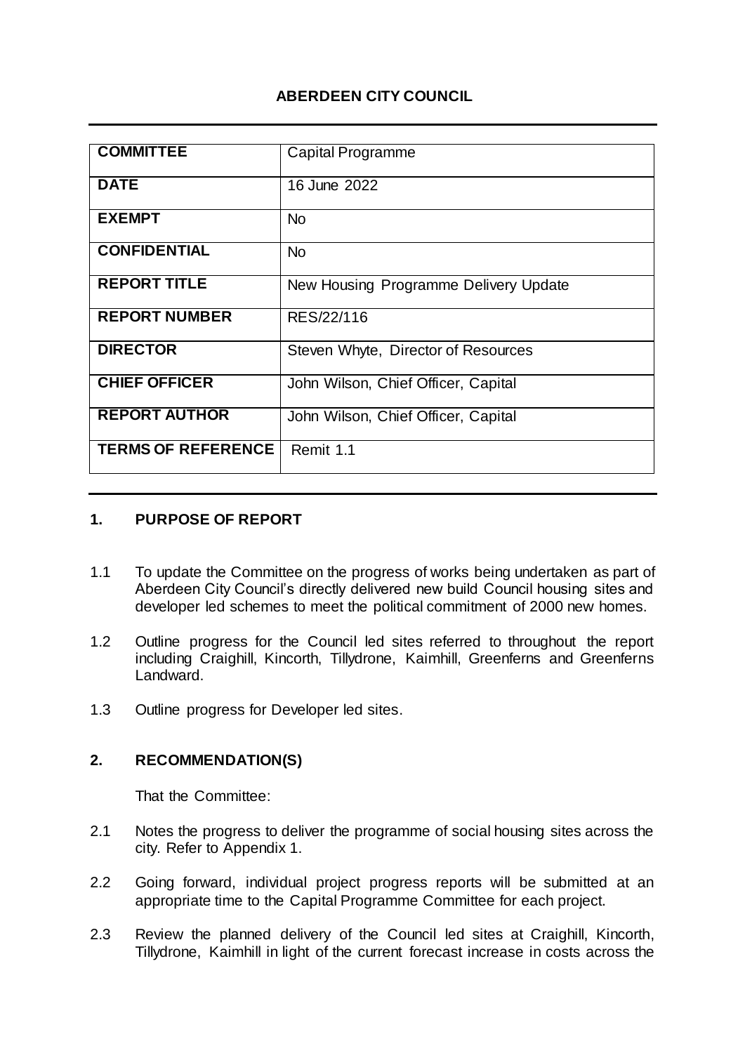# ABERDEEN CITY COUNCIL

| COMMITTEE | Capital Programme |
|---|---|
| DATE | 16 June 2022 |
| EXEMPT | No |
| CONFIDENTIAL | No |
| REPORT TITLE | New Housing Programme Delivery Update |
| REPORT NUMBER | RES/22/116 |
| DIRECTOR | Steven Whyte, Director of Resources |
| CHIEF OFFICER | John Wilson, Chief Officer, Capital |
| REPORT AUTHOR | John Wilson, Chief Officer, Capital |
| TERMS OF REFERENCE | Remit 1.1 |

## 1. PURPOSE OF REPORT

1.1 To update the Committee on the progress of works being undertaken as part of Aberdeen City Council's directly delivered new build Council housing sites and developer led schemes to meet the political commitment of 2000 new homes.

1.2 Outline progress for the Council led sites referred to throughout the report including Craighill, Kincorth, Tillydrone, Kaimhill, Greenferns and Greenferns Landward.

1.3 Outline progress for Developer led sites.

## 2. RECOMMENDATION(S)

That the Committee:

2.1 Notes the progress to deliver the programme of social housing sites across the city. Refer to Appendix 1.

2.2 Going forward, individual project progress reports will be submitted at an appropriate time to the Capital Programme Committee for each project.

2.3 Review the planned delivery of the Council led sites at Craighill, Kincorth, Tillydrone, Kaimhill in light of the current forecast increase in costs across the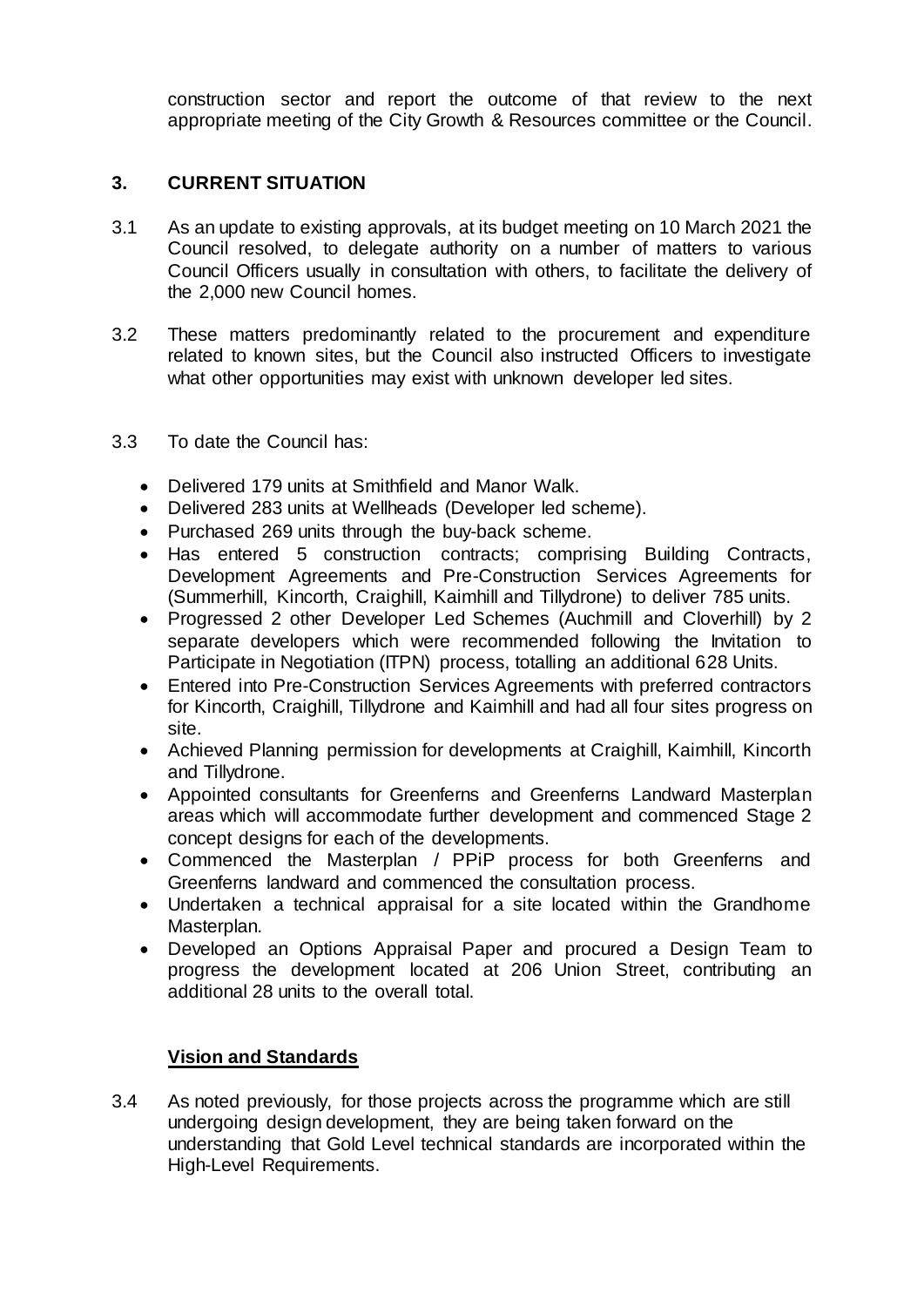construction sector and report the outcome of that review to the next appropriate meeting of the City Growth & Resources committee or the Council.

## 3. CURRENT SITUATION

3.1 As an update to existing approvals, at its budget meeting on 10 March 2021 the Council resolved, to delegate authority on a number of matters to various Council Officers usually in consultation with others, to facilitate the delivery of the 2,000 new Council homes.

3.2 These matters predominantly related to the procurement and expenditure related to known sites, but the Council also instructed Officers to investigate what other opportunities may exist with unknown developer led sites.

3.3 To date the Council has:

- Delivered 179 units at Smithfield and Manor Walk.
- Delivered 283 units at Wellheads (Developer led scheme).
- Purchased 269 units through the buy-back scheme.
- Has entered 5 construction contracts; comprising Building Contracts, Development Agreements and Pre-Construction Services Agreements for (Summerhill, Kincorth, Craighill, Kaimhill and Tillydrone) to deliver 785 units.
- Progressed 2 other Developer Led Schemes (Auchmill and Cloverhill) by 2 separate developers which were recommended following the Invitation to Participate in Negotiation (ITPN) process, totalling an additional 628 Units.
- Entered into Pre-Construction Services Agreements with preferred contractors for Kincorth, Craighill, Tillydrone and Kaimhill and had all four sites progress on site.
- Achieved Planning permission for developments at Craighill, Kaimhill, Kincorth and Tillydrone.
- Appointed consultants for Greenferns and Greenferns Landward Masterplan areas which will accommodate further development and commenced Stage 2 concept designs for each of the developments.
- Commenced the Masterplan / PPiP process for both Greenferns and Greenferns landward and commenced the consultation process.
- Undertaken a technical appraisal for a site located within the Grandhome Masterplan.
- Developed an Options Appraisal Paper and procured a Design Team to progress the development located at 206 Union Street, contributing an additional 28 units to the overall total.

### Vision and Standards

3.4 As noted previously, for those projects across the programme which are still undergoing design development, they are being taken forward on the understanding that Gold Level technical standards are incorporated within the High-Level Requirements.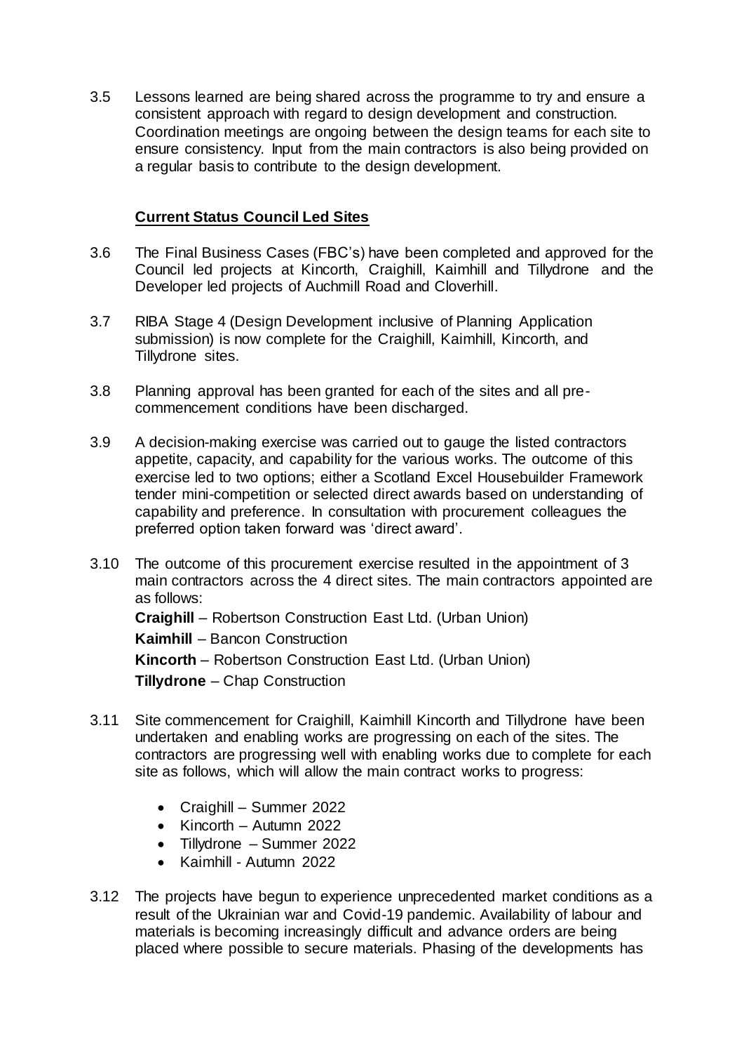3.5 Lessons learned are being shared across the programme to try and ensure a consistent approach with regard to design development and construction. Coordination meetings are ongoing between the design teams for each site to ensure consistency. Input from the main contractors is also being provided on a regular basis to contribute to the design development.

## **Current Status Council Led Sites**

3.6 The Final Business Cases (FBC's) have been completed and approved for the Council led projects at Kincorth, Craighill, Kaimhill and Tillydrone and the Developer led projects of Auchmill Road and Cloverhill.

3.7 RIBA Stage 4 (Design Development inclusive of Planning Application submission) is now complete for the Craighill, Kaimhill, Kincorth, and Tillydrone sites.

3.8 Planning approval has been granted for each of the sites and all pre-commencement conditions have been discharged.

3.9 A decision-making exercise was carried out to gauge the listed contractors appetite, capacity, and capability for the various works. The outcome of this exercise led to two options; either a Scotland Excel Housebuilder Framework tender mini-competition or selected direct awards based on understanding of capability and preference. In consultation with procurement colleagues the preferred option taken forward was 'direct award'.

3.10 The outcome of this procurement exercise resulted in the appointment of 3 main contractors across the 4 direct sites. The main contractors appointed are as follows:

**Craighill** – Robertson Construction East Ltd. (Urban Union)

**Kaimhill** – Bancon Construction

**Kincorth** – Robertson Construction East Ltd. (Urban Union)

**Tillydrone** – Chap Construction

3.11 Site commencement for Craighill, Kaimhill Kincorth and Tillydrone have been undertaken and enabling works are progressing on each of the sites. The contractors are progressing well with enabling works due to complete for each site as follows, which will allow the main contract works to progress:

- Craighill – Summer 2022
- Kincorth – Autumn 2022
- Tillydrone – Summer 2022
- Kaimhill - Autumn 2022

3.12 The projects have begun to experience unprecedented market conditions as a result of the Ukrainian war and Covid-19 pandemic. Availability of labour and materials is becoming increasingly difficult and advance orders are being placed where possible to secure materials. Phasing of the developments has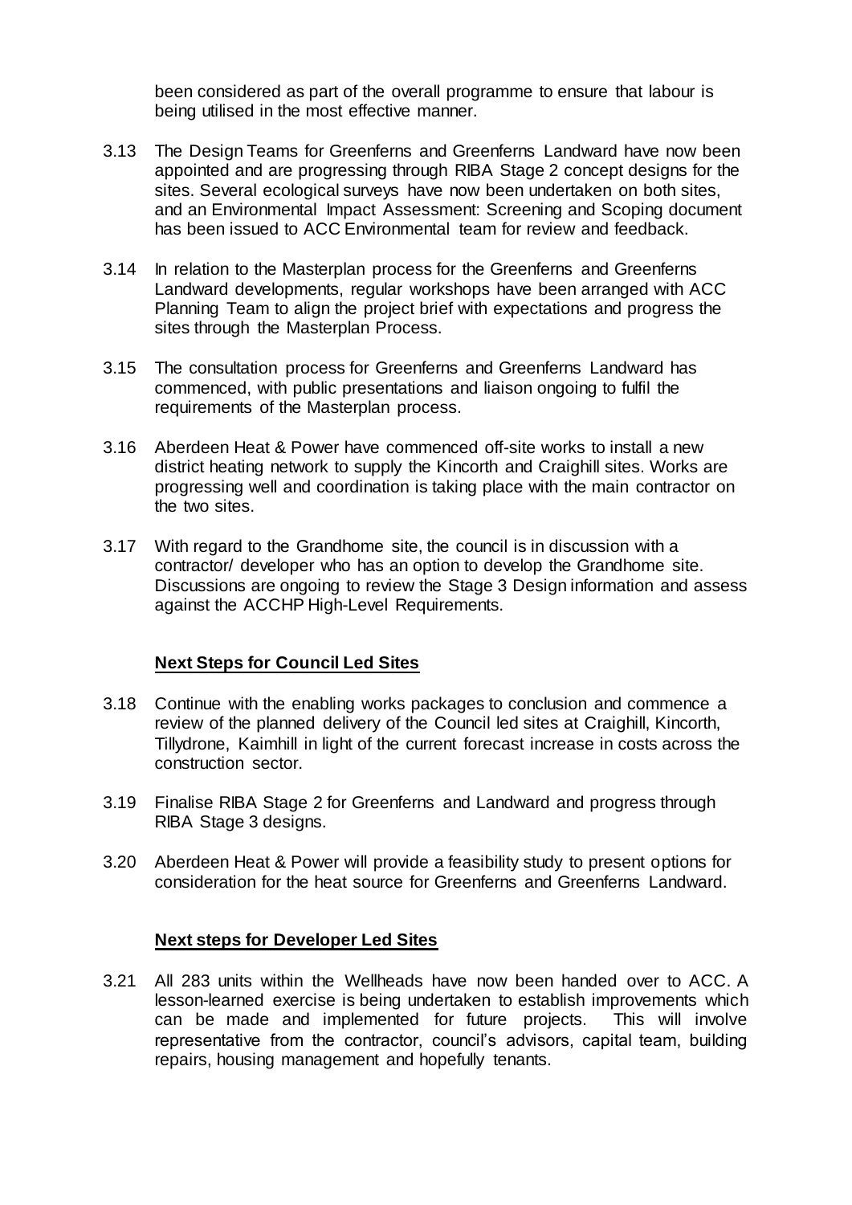been considered as part of the overall programme to ensure that labour is being utilised in the most effective manner.

3.13 The Design Teams for Greenferns and Greenferns Landward have now been appointed and are progressing through RIBA Stage 2 concept designs for the sites. Several ecological surveys have now been undertaken on both sites, and an Environmental Impact Assessment: Screening and Scoping document has been issued to ACC Environmental team for review and feedback.

3.14 In relation to the Masterplan process for the Greenferns and Greenferns Landward developments, regular workshops have been arranged with ACC Planning Team to align the project brief with expectations and progress the sites through the Masterplan Process.

3.15 The consultation process for Greenferns and Greenferns Landward has commenced, with public presentations and liaison ongoing to fulfil the requirements of the Masterplan process.

3.16 Aberdeen Heat & Power have commenced off-site works to install a new district heating network to supply the Kincorth and Craighill sites. Works are progressing well and coordination is taking place with the main contractor on the two sites.

3.17 With regard to the Grandhome site, the council is in discussion with a contractor/ developer who has an option to develop the Grandhome site. Discussions are ongoing to review the Stage 3 Design information and assess against the ACCHP High-Level Requirements.

**Next Steps for Council Led Sites**

3.18 Continue with the enabling works packages to conclusion and commence a review of the planned delivery of the Council led sites at Craighill, Kincorth, Tillydrone, Kaimhill in light of the current forecast increase in costs across the construction sector.

3.19 Finalise RIBA Stage 2 for Greenferns and Landward and progress through RIBA Stage 3 designs.

3.20 Aberdeen Heat & Power will provide a feasibility study to present options for consideration for the heat source for Greenferns and Greenferns Landward.

**Next steps for Developer Led Sites**

3.21 All 283 units within the Wellheads have now been handed over to ACC. A lesson-learned exercise is being undertaken to establish improvements which can be made and implemented for future projects. This will involve representative from the contractor, council's advisors, capital team, building repairs, housing management and hopefully tenants.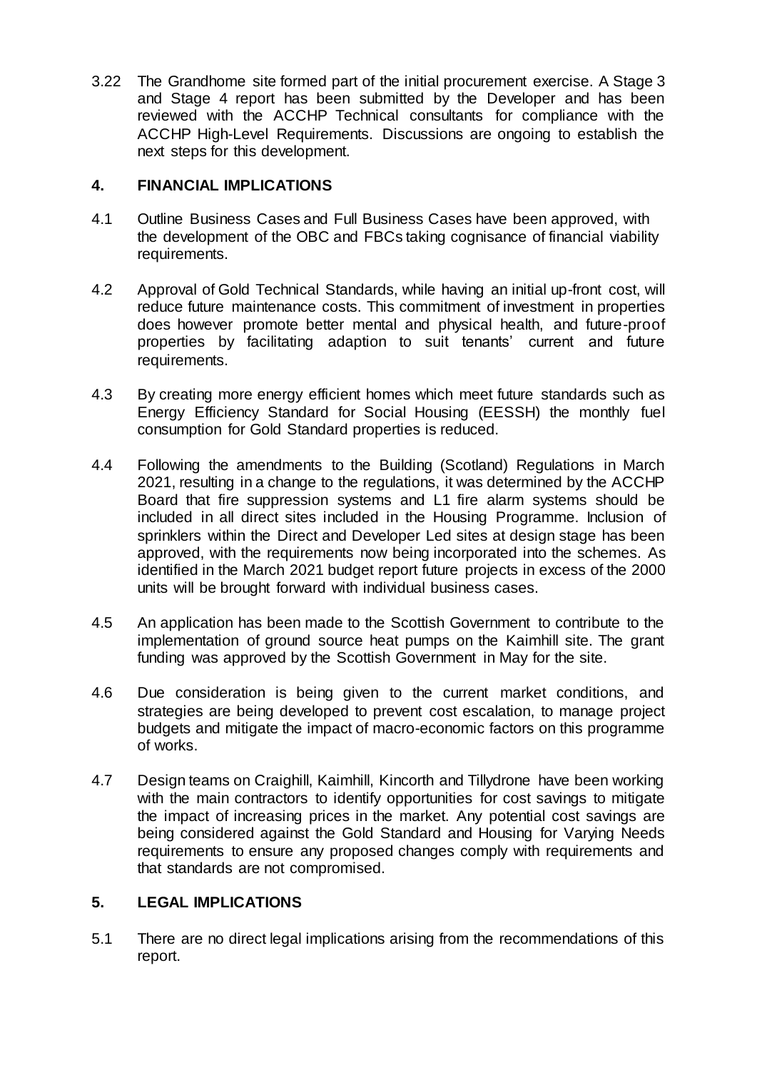3.22 The Grandhome site formed part of the initial procurement exercise. A Stage 3 and Stage 4 report has been submitted by the Developer and has been reviewed with the ACCHP Technical consultants for compliance with the ACCHP High-Level Requirements. Discussions are ongoing to establish the next steps for this development.

## 4. FINANCIAL IMPLICATIONS

4.1 Outline Business Cases and Full Business Cases have been approved, with the development of the OBC and FBCs taking cognisance of financial viability requirements.

4.2 Approval of Gold Technical Standards, while having an initial up-front cost, will reduce future maintenance costs. This commitment of investment in properties does however promote better mental and physical health, and future-proof properties by facilitating adaption to suit tenants' current and future requirements.

4.3 By creating more energy efficient homes which meet future standards such as Energy Efficiency Standard for Social Housing (EESSH) the monthly fuel consumption for Gold Standard properties is reduced.

4.4 Following the amendments to the Building (Scotland) Regulations in March 2021, resulting in a change to the regulations, it was determined by the ACCHP Board that fire suppression systems and L1 fire alarm systems should be included in all direct sites included in the Housing Programme. Inclusion of sprinklers within the Direct and Developer Led sites at design stage has been approved, with the requirements now being incorporated into the schemes. As identified in the March 2021 budget report future projects in excess of the 2000 units will be brought forward with individual business cases.

4.5 An application has been made to the Scottish Government to contribute to the implementation of ground source heat pumps on the Kaimhill site. The grant funding was approved by the Scottish Government in May for the site.

4.6 Due consideration is being given to the current market conditions, and strategies are being developed to prevent cost escalation, to manage project budgets and mitigate the impact of macro-economic factors on this programme of works.

4.7 Design teams on Craighill, Kaimhill, Kincorth and Tillydrone have been working with the main contractors to identify opportunities for cost savings to mitigate the impact of increasing prices in the market. Any potential cost savings are being considered against the Gold Standard and Housing for Varying Needs requirements to ensure any proposed changes comply with requirements and that standards are not compromised.

## 5. LEGAL IMPLICATIONS

5.1 There are no direct legal implications arising from the recommendations of this report.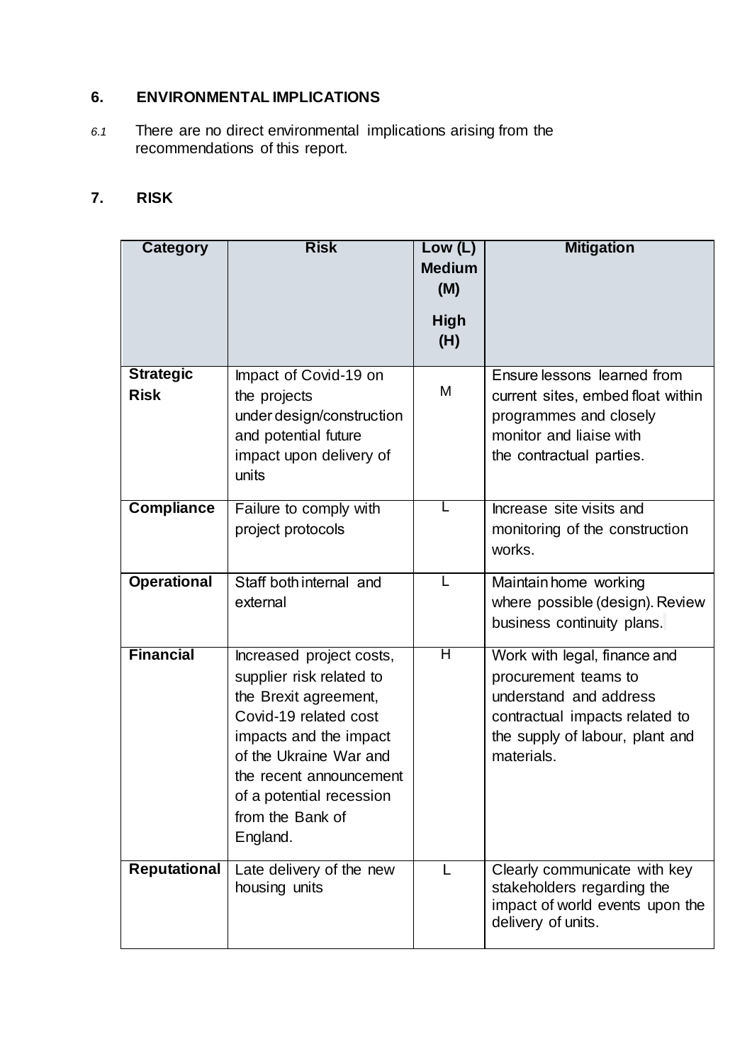## 6. ENVIRONMENTAL IMPLICATIONS

*6.1* There are no direct environmental implications arising from the recommendations of this report.

## 7. RISK

| Category | Risk | Low (L) Medium (M) High (H) | Mitigation |
|---|---|---|---|
| **Strategic Risk** | Impact of Covid-19 on the projects under design/construction and potential future impact upon delivery of units | M | Ensure lessons learned from current sites, embed float within programmes and closely monitor and liaise with the contractual parties. |
| **Compliance** | Failure to comply with project protocols | L | Increase site visits and monitoring of the construction works. |
| **Operational** | Staff both internal and external | L | Maintain home working where possible (design). Review business continuity plans. |
| **Financial** | Increased project costs, supplier risk related to the Brexit agreement, Covid-19 related cost impacts and the impact of the Ukraine War and the recent announcement of a potential recession from the Bank of England. | H | Work with legal, finance and procurement teams to understand and address contractual impacts related to the supply of labour, plant and materials. |
| **Reputational** | Late delivery of the new housing units | L | Clearly communicate with key stakeholders regarding the impact of world events upon the delivery of units. |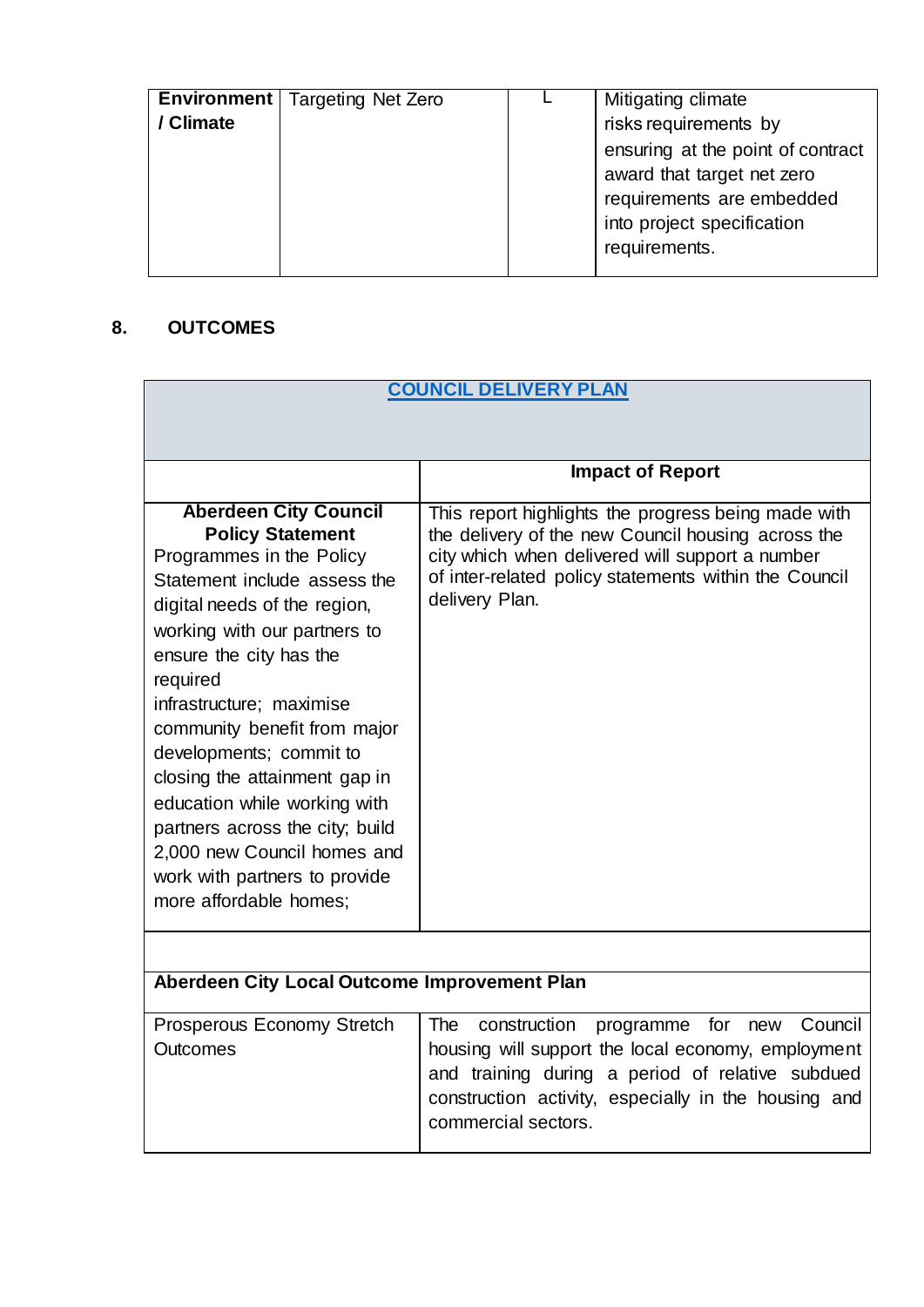| Environment / Climate | Targeting Net Zero | L | Mitigating climate risks requirements by ensuring at the point of contract award that target net zero requirements are embedded into project specification requirements. |
|---|---|---|---|

## 8. OUTCOMES

| COUNCIL DELIVERY PLAN | |
|---|---|
| | **Impact of Report** |
| **Aberdeen City Council Policy Statement**<br>Programmes in the Policy Statement include assess the digital needs of the region, working with our partners to ensure the city has the required infrastructure; maximise community benefit from major developments; commit to closing the attainment gap in education while working with partners across the city; build 2,000 new Council homes and work with partners to provide more affordable homes; | This report highlights the progress being made with the delivery of the new Council housing across the city which when delivered will support a number of inter-related policy statements within the Council delivery Plan. |
| | |
| **Aberdeen City Local Outcome Improvement Plan** | |
| Prosperous Economy Stretch Outcomes | The construction programme for new Council housing will support the local economy, employment and training during a period of relative subdued construction activity, especially in the housing and commercial sectors. |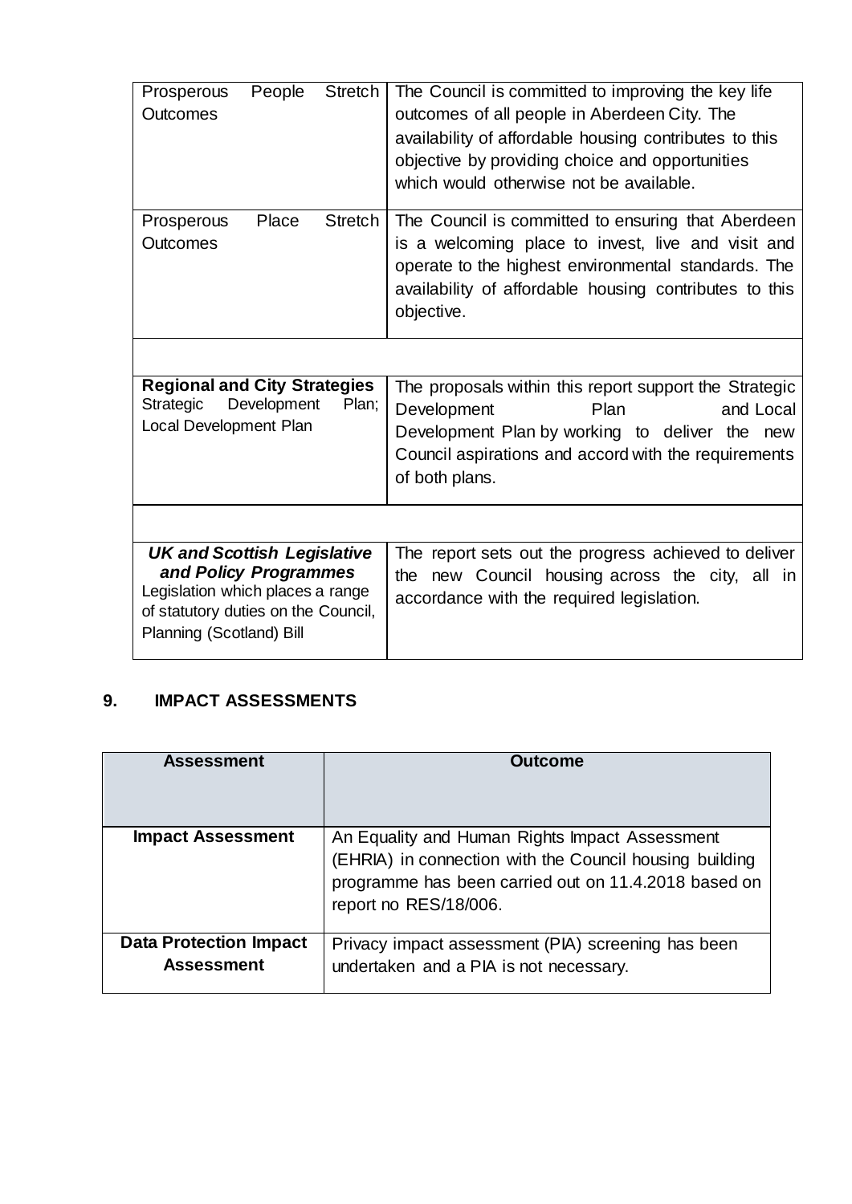| | |
|---|---|
| Prosperous People Stretch Outcomes | The Council is committed to improving the key life outcomes of all people in Aberdeen City. The availability of affordable housing contributes to this objective by providing choice and opportunities which would otherwise not be available. |
| Prosperous Place Stretch Outcomes | The Council is committed to ensuring that Aberdeen is a welcoming place to invest, live and visit and operate to the highest environmental standards. The availability of affordable housing contributes to this objective. |
| | |
| **Regional and City Strategies** Strategic Development Plan; Local Development Plan | The proposals within this report support the Strategic Development Plan and Local Development Plan by working to deliver the new Council aspirations and accord with the requirements of both plans. |
| | |
| ***UK and Scottish Legislative and Policy Programmes*** Legislation which places a range of statutory duties on the Council, Planning (Scotland) Bill | The report sets out the progress achieved to deliver the new Council housing across the city, all in accordance with the required legislation. |

## 9. IMPACT ASSESSMENTS

| Assessment | Outcome |
|---|---|
| **Impact Assessment** | An Equality and Human Rights Impact Assessment (EHRIA) in connection with the Council housing building programme has been carried out on 11.4.2018 based on report no RES/18/006. |
| **Data Protection Impact Assessment** | Privacy impact assessment (PIA) screening has been undertaken and a PIA is not necessary. |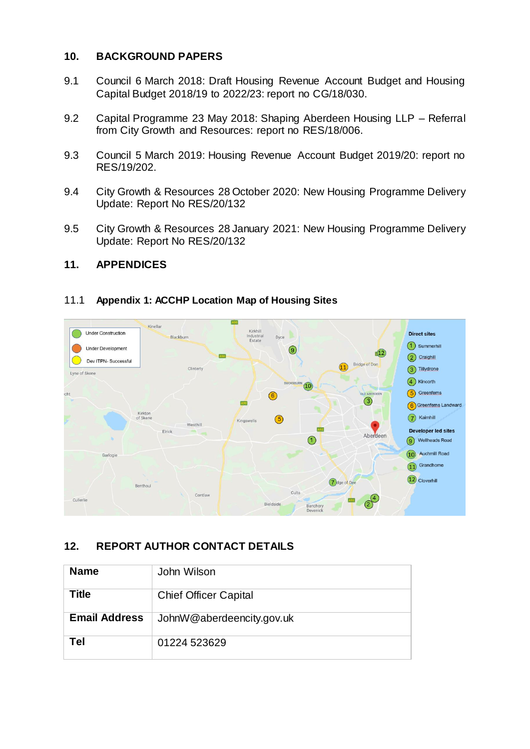## 10. BACKGROUND PAPERS

9.1 Council 6 March 2018: Draft Housing Revenue Account Budget and Housing Capital Budget 2018/19 to 2022/23: report no CG/18/030.

9.2 Capital Programme 23 May 2018: Shaping Aberdeen Housing LLP – Referral from City Growth and Resources: report no RES/18/006.

9.3 Council 5 March 2019: Housing Revenue Account Budget 2019/20: report no RES/19/202.

9.4 City Growth & Resources 28 October 2020: New Housing Programme Delivery Update: Report No RES/20/132

9.5 City Growth & Resources 28 January 2021: New Housing Programme Delivery Update: Report No RES/20/132

## 11. APPENDICES

11.1 **Appendix 1: ACCHP Location Map of Housing Sites**

Under Construction
Under Development
Dev ITPN- Successful

Direct sites
1 Summerhill
2 Craighill
3 Tillydrone
4 Kincorth
5 Greenferns
6 Greenferns Landward
7 Kaimhill

Developer led sites
9 Wellheads Road
10 Auchmill Road
11 Grandhome
12 Cloverhill

## 12. REPORT AUTHOR CONTACT DETAILS

| | |
|---|---|
| **Name** | John Wilson |
| **Title** | Chief Officer Capital |
| **Email Address** | JohnW@aberdeencity.gov.uk |
| **Tel** | 01224 523629 |